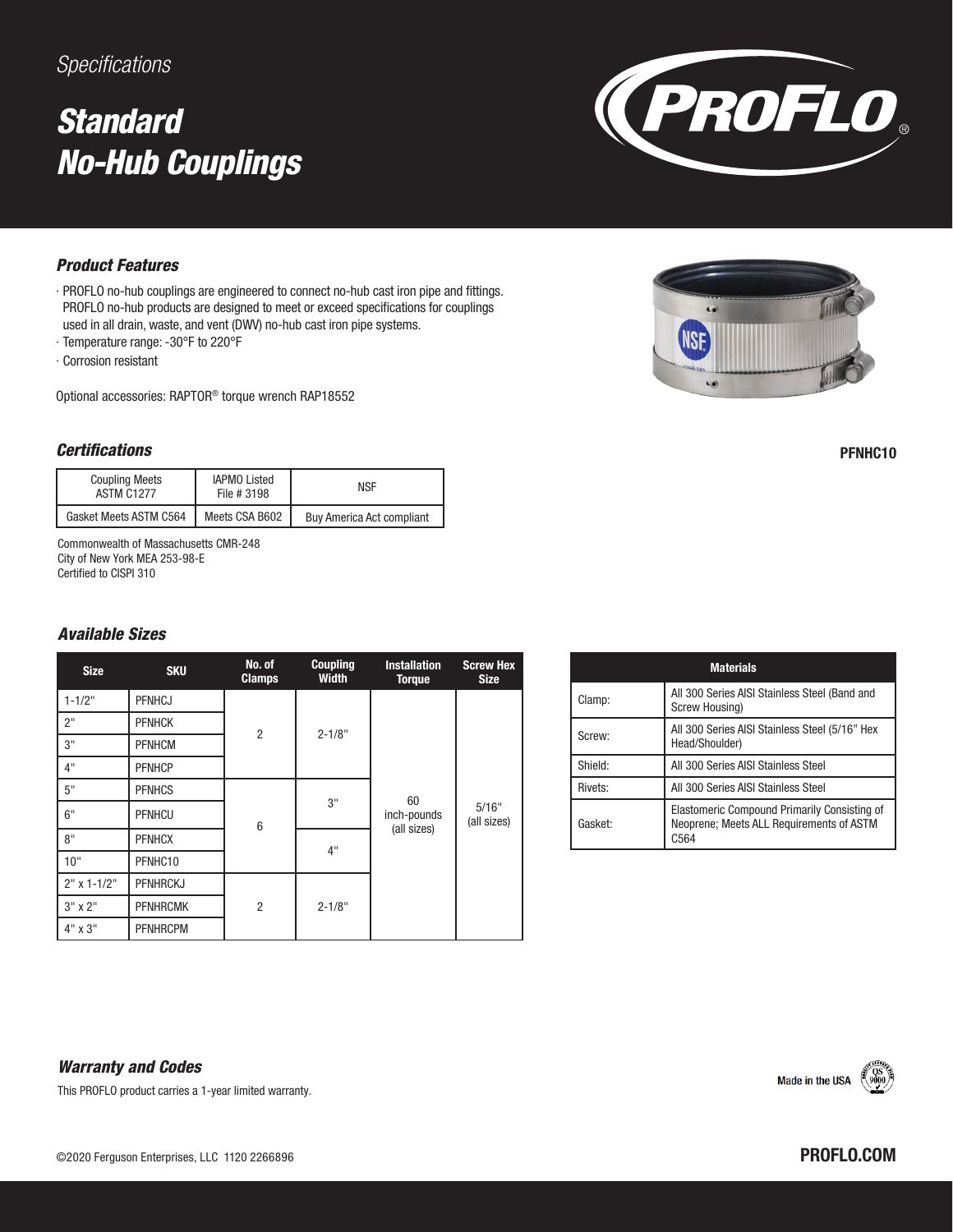*Specifications*

# Standard No-Hub Couplings

PROFLO®

## Product Features

- PROFLO no-hub couplings are engineered to connect no-hub cast iron pipe and fittings. PROFLO no-hub products are designed to meet or exceed specifications for couplings used in all drain, waste, and vent (DWV) no-hub cast iron pipe systems.
- Temperature range: -30°F to 220°F
- Corrosion resistant

Optional accessories: RAPTOR® torque wrench RAP18552

PFNHC10

## Certifications

| Coupling Meets ASTM C1277 | IAPMO Listed File # 3198 | NSF |
|---|---|---|
| Gasket Meets ASTM C564 | Meets CSA B602 | Buy America Act compliant |

Commonwealth of Massachusetts CMR-248
City of New York MEA 253-98-E
Certified to CISPI 310

## Available Sizes

| Size | SKU | No. of Clamps | Coupling Width | Installation Torque | Screw Hex Size |
|---|---|---|---|---|---|
| 1-1/2" | PFNHCJ | 2 | 2-1/8" | 60 inch-pounds (all sizes) | 5/16" (all sizes) |
| 2" | PFNHCK | | | | |
| 3" | PFNHCM | | | | |
| 4" | PFNHCP | | | | |
| 5" | PFNHCS | 6 | 3" | | |
| 6" | PFNHCU | | | | |
| 8" | PFNHCX | | 4" | | |
| 10" | PFNHC10 | | | | |
| 2" x 1-1/2" | PFNHRCKJ | 2 | 2-1/8" | | |
| 3" x 2" | PFNHRCMK | | | | |
| 4" x 3" | PFNHRCPM | | | | |

| Materials | |
|---|---|
| Clamp: | All 300 Series AISI Stainless Steel (Band and Screw Housing) |
| Screw: | All 300 Series AISI Stainless Steel (5/16" Hex Head/Shoulder) |
| Shield: | All 300 Series AISI Stainless Steel |
| Rivets: | All 300 Series AISI Stainless Steel |
| Gasket: | Elastomeric Compound Primarily Consisting of Neoprene; Meets ALL Requirements of ASTM C564 |

## Warranty and Codes

This PROFLO product carries a 1-year limited warranty.

Made in the USA

©2020 Ferguson Enterprises, LLC 1120 2266896

PROFLO.COM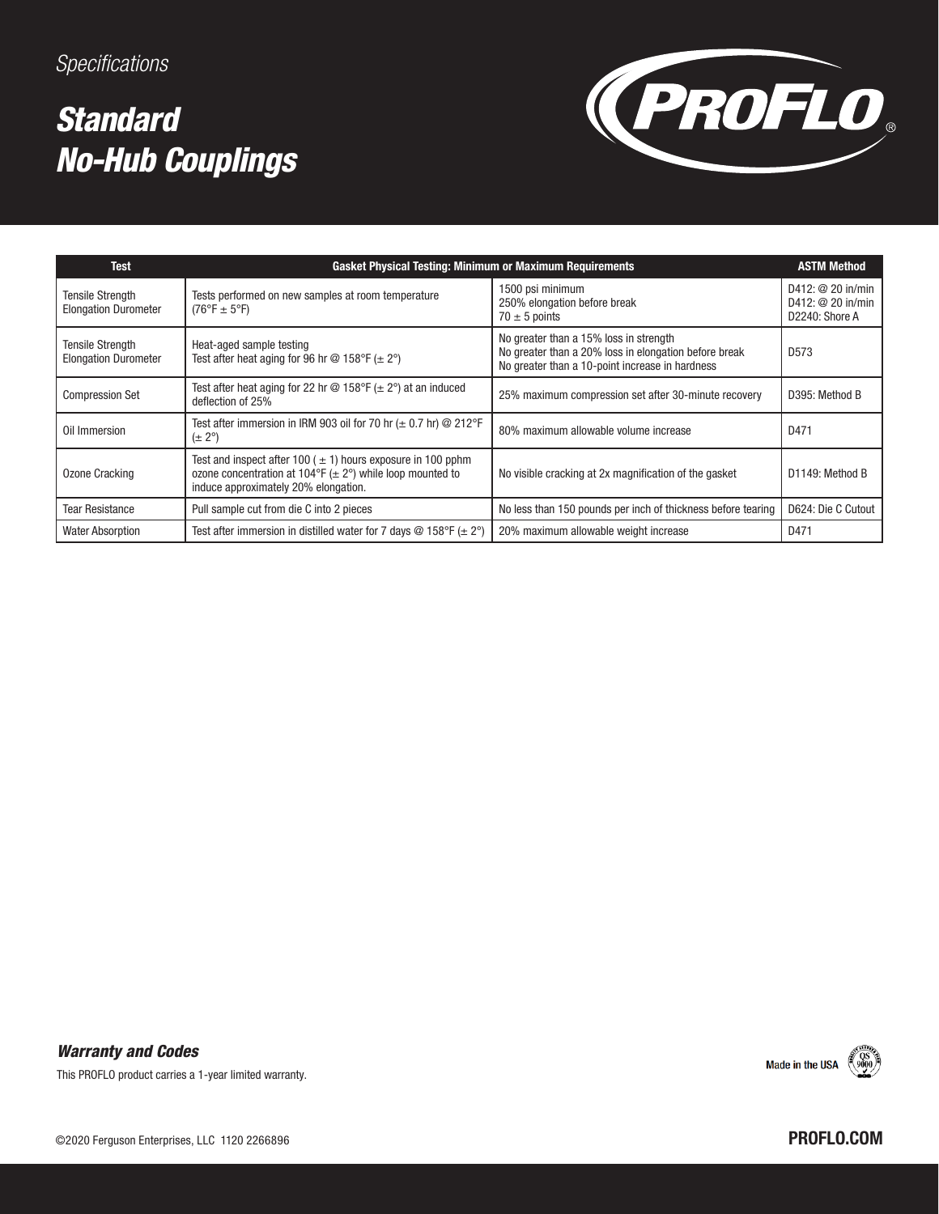*Specifications*

# *Standard No-Hub Couplings*

| Test | Gasket Physical Testing: Minimum or Maximum Requirements | | ASTM Method |
|---|---|---|---|
| Tensile Strength<br>Elongation Durometer | Tests performed on new samples at room temperature (76°F ± 5°F) | 1500 psi minimum<br>250% elongation before break<br>70 ± 5 points | D412: @ 20 in/min<br>D412: @ 20 in/min<br>D2240: Shore A |
| Tensile Strength<br>Elongation Durometer | Heat-aged sample testing<br>Test after heat aging for 96 hr @ 158°F (± 2°) | No greater than a 15% loss in strength<br>No greater than a 20% loss in elongation before break<br>No greater than a 10-point increase in hardness | D573 |
| Compression Set | Test after heat aging for 22 hr @ 158°F (± 2°) at an induced deflection of 25% | 25% maximum compression set after 30-minute recovery | D395: Method B |
| Oil Immersion | Test after immersion in IRM 903 oil for 70 hr (± 0.7 hr) @ 212°F (± 2°) | 80% maximum allowable volume increase | D471 |
| Ozone Cracking | Test and inspect after 100 ( ± 1) hours exposure in 100 pphm ozone concentration at 104°F (± 2°) while loop mounted to induce approximately 20% elongation. | No visible cracking at 2x magnification of the gasket | D1149: Method B |
| Tear Resistance | Pull sample cut from die C into 2 pieces | No less than 150 pounds per inch of thickness before tearing | D624: Die C Cutout |
| Water Absorption | Test after immersion in distilled water for 7 days @ 158°F (± 2°) | 20% maximum allowable weight increase | D471 |

### *Warranty and Codes*

This PROFLO product carries a 1-year limited warranty.

Made in the USA

©2020 Ferguson Enterprises, LLC 1120 2266896

**PROFLO.COM**